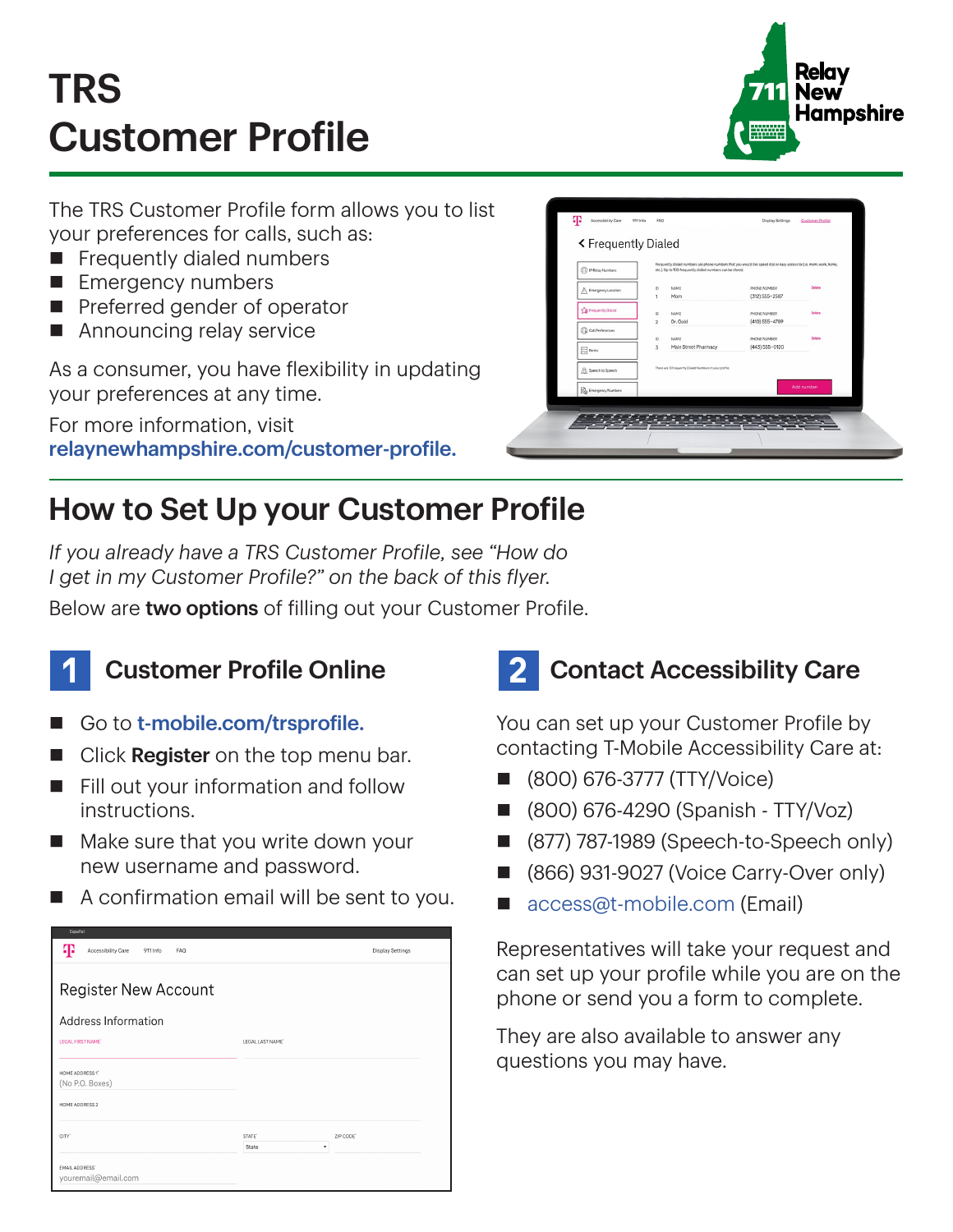# TRS Customer Profile

The TRS Customer Profile form allows you to list your preferences for calls, such as:

- Frequently dialed numbers
- Emergency numbers
- Preferred gender of operator
- Announcing relay service

As a consumer, you have flexibility in updating your preferences at any time.

For more information, visit **relaynewhampshire.com/customer-profile.**

## How to Set Up your Customer Profile

*If you already have a TRS Customer Profile, see "How do I get in my Customer Profile?" on the back of this flyer.*

Below are **two options** of filling out your Customer Profile.

### 1 Customer Profile Online

- Go to **t-mobile.com/trsprofile.**
- Click **Register** on the top menu bar.
- Fill out your information and follow instructions.
- Make sure that you write down your new username and password.
- A confirmation email will be sent to you.

### 2 Contact Accessibility Care

You can set up your Customer Profile by contacting T-Mobile Accessibility Care at:

- (800) 676-3777 (TTY/Voice)
- (800) 676-4290 (Spanish - TTY/Voz)
- (877) 787-1989 (Speech-to-Speech only)
- (866) 931-9027 (Voice Carry-Over only)
- access@t-mobile.com (Email)

Representatives will take your request and can set up your profile while you are on the phone or send you a form to complete.

They are also available to answer any questions you may have.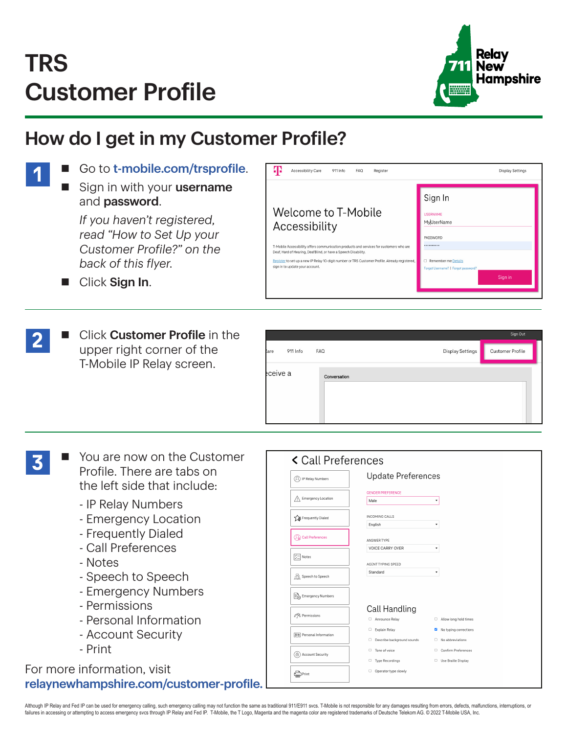# TRS Customer Profile

Relay New Hampshire 711

## How do I get in my Customer Profile?

**1**

- Go to **t-mobile.com/trsprofile**.
- Sign in with your **username** and **password**.

  *If you haven't registered, read "How to Set Up your Customer Profile?" on the back of this flyer.*

- Click **Sign In**.

Accessibility Care | 911 Info | FAQ | Register | Display Settings

Welcome to T-Mobile Accessibility

T-Mobile Accessibility offers communication products and services for customers who are Deaf, Hard of Hearing, DeafBlind, or have a Speech Disability.

Register to set up a new IP Relay 10-digit number or TRS Customer Profile. Already registered, sign in to update your account.

Sign In

USERNAME

MyUserName

PASSWORD

Remember me Details

Forgot Username? | Forgot password?

Sign in

**2**

- Click **Customer Profile** in the upper right corner of the T-Mobile IP Relay screen.

Sign Out

911 Info | FAQ | Display Settings | Customer Profile

Conversation

**3**

- You are now on the Customer Profile. There are tabs on the left side that include:

  - IP Relay Numbers
  - Emergency Location
  - Frequently Dialed
  - Call Preferences
  - Notes
  - Speech to Speech
  - Emergency Numbers
  - Permissions
  - Personal Information
  - Account Security
  - Print

For more information, visit **relaynewhampshire.com/customer-profile.**

< Call Preferences

Update Preferences

GENDER PREFERENCE: Male

INCOMING CALLS: English

ANSWER TYPE: VOICE CARRY OVER

AGENT TYPING SPEED: Standard

Call Handling

- Announce Relay
- Explain Relay
- Describe background sounds
- Tone of voice
- Type Recordings
- Operator type slowly
- Allow long hold times
- No typing corrections
- No abbreviations
- Confirm Preferences
- Use Braille Display

Although IP Relay and Fed IP can be used for emergency calling, such emergency calling may not function the same as traditional 911/E911 svcs. T-Mobile is not responsible for any damages resulting from errors, defects, malfunctions, interruptions, or failures in accessing or attempting to access emergency svcs through IP Relay and Fed IP. T-Mobile, the T Logo, Magenta and the magenta color are registered trademarks of Deutsche Telekom AG. © 2022 T-Mobile USA, Inc.